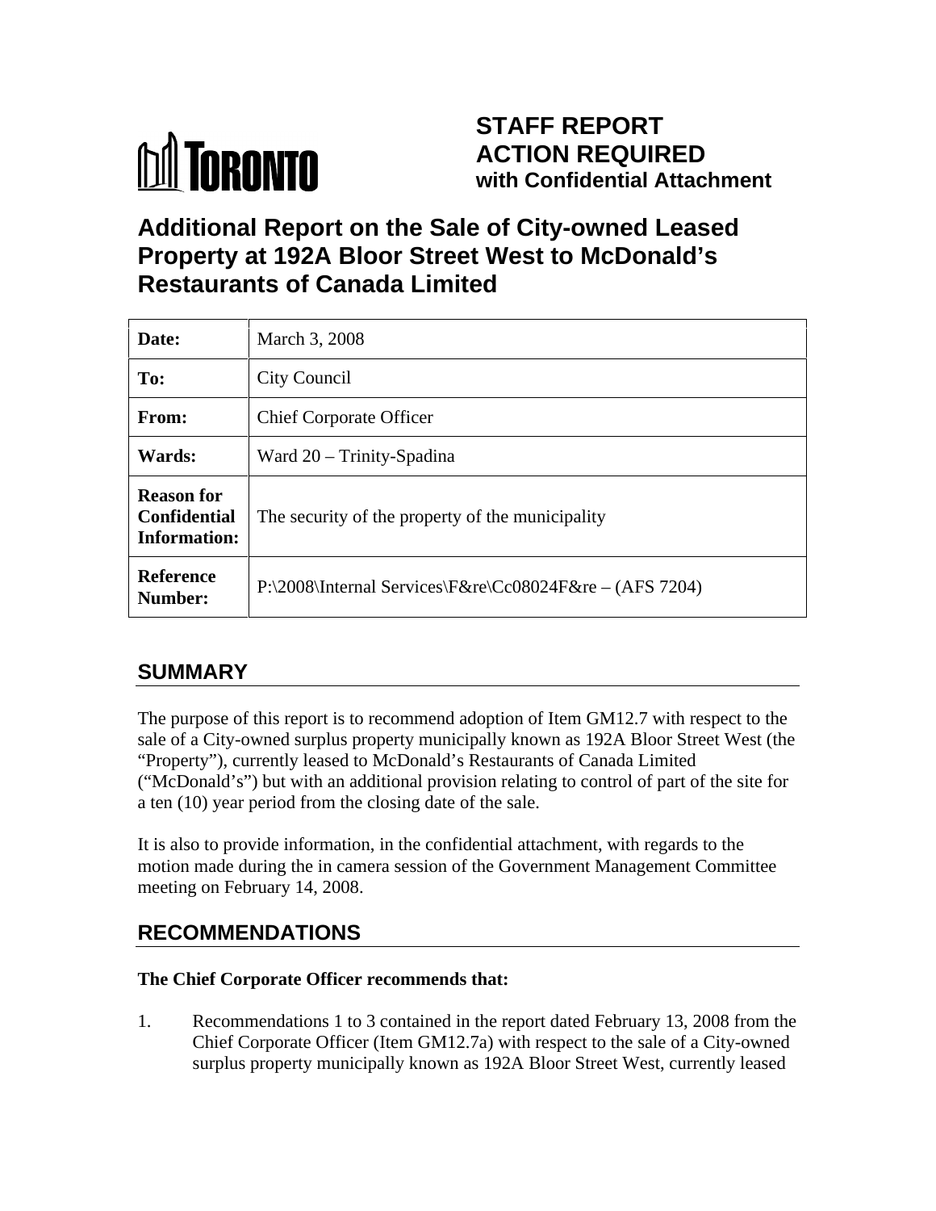TORONTO

# STAFF REPORT ACTION REQUIRED with Confidential Attachment

# Additional Report on the Sale of City-owned Leased Property at 192A Bloor Street West to McDonald's Restaurants of Canada Limited

| | |
|---|---|
| **Date:** | March 3, 2008 |
| **To:** | City Council |
| **From:** | Chief Corporate Officer |
| **Wards:** | Ward 20 – Trinity-Spadina |
| **Reason for Confidential Information:** | The security of the property of the municipality |
| **Reference Number:** | P:\2008\Internal Services\F&re\Cc08024F&re – (AFS 7204) |

## SUMMARY

The purpose of this report is to recommend adoption of Item GM12.7 with respect to the sale of a City-owned surplus property municipally known as 192A Bloor Street West (the "Property"), currently leased to McDonald's Restaurants of Canada Limited ("McDonald's") but with an additional provision relating to control of part of the site for a ten (10) year period from the closing date of the sale.

It is also to provide information, in the confidential attachment, with regards to the motion made during the in camera session of the Government Management Committee meeting on February 14, 2008.

## RECOMMENDATIONS

**The Chief Corporate Officer recommends that:**

1. Recommendations 1 to 3 contained in the report dated February 13, 2008 from the Chief Corporate Officer (Item GM12.7a) with respect to the sale of a City-owned surplus property municipally known as 192A Bloor Street West, currently leased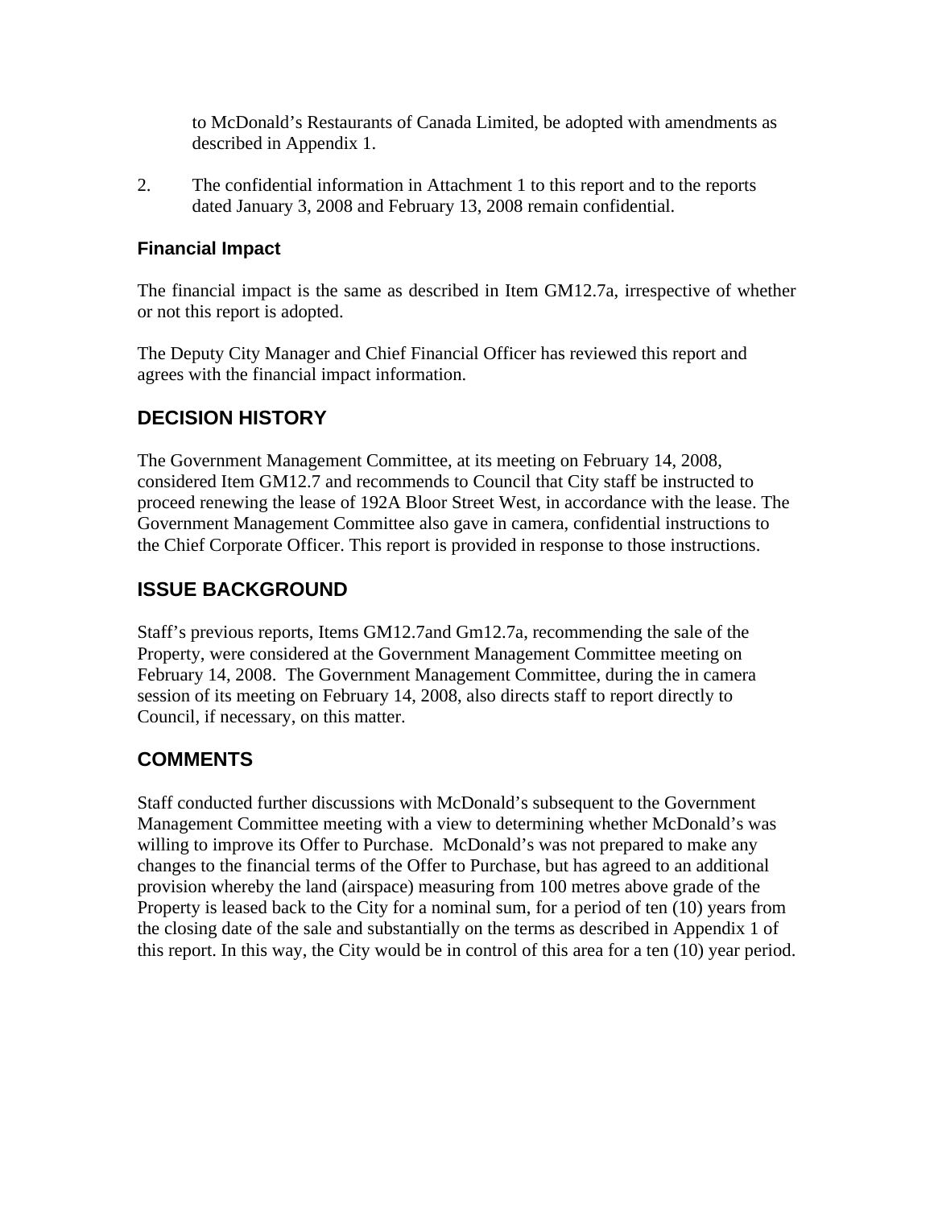to McDonald's Restaurants of Canada Limited, be adopted with amendments as described in Appendix 1.

2. The confidential information in Attachment 1 to this report and to the reports dated January 3, 2008 and February 13, 2008 remain confidential.

### Financial Impact

The financial impact is the same as described in Item GM12.7a, irrespective of whether or not this report is adopted.

The Deputy City Manager and Chief Financial Officer has reviewed this report and agrees with the financial impact information.

## DECISION HISTORY

The Government Management Committee, at its meeting on February 14, 2008, considered Item GM12.7 and recommends to Council that City staff be instructed to proceed renewing the lease of 192A Bloor Street West, in accordance with the lease. The Government Management Committee also gave in camera, confidential instructions to the Chief Corporate Officer. This report is provided in response to those instructions.

## ISSUE BACKGROUND

Staff's previous reports, Items GM12.7and Gm12.7a, recommending the sale of the Property, were considered at the Government Management Committee meeting on February 14, 2008. The Government Management Committee, during the in camera session of its meeting on February 14, 2008, also directs staff to report directly to Council, if necessary, on this matter.

## COMMENTS

Staff conducted further discussions with McDonald's subsequent to the Government Management Committee meeting with a view to determining whether McDonald's was willing to improve its Offer to Purchase. McDonald's was not prepared to make any changes to the financial terms of the Offer to Purchase, but has agreed to an additional provision whereby the land (airspace) measuring from 100 metres above grade of the Property is leased back to the City for a nominal sum, for a period of ten (10) years from the closing date of the sale and substantially on the terms as described in Appendix 1 of this report. In this way, the City would be in control of this area for a ten (10) year period.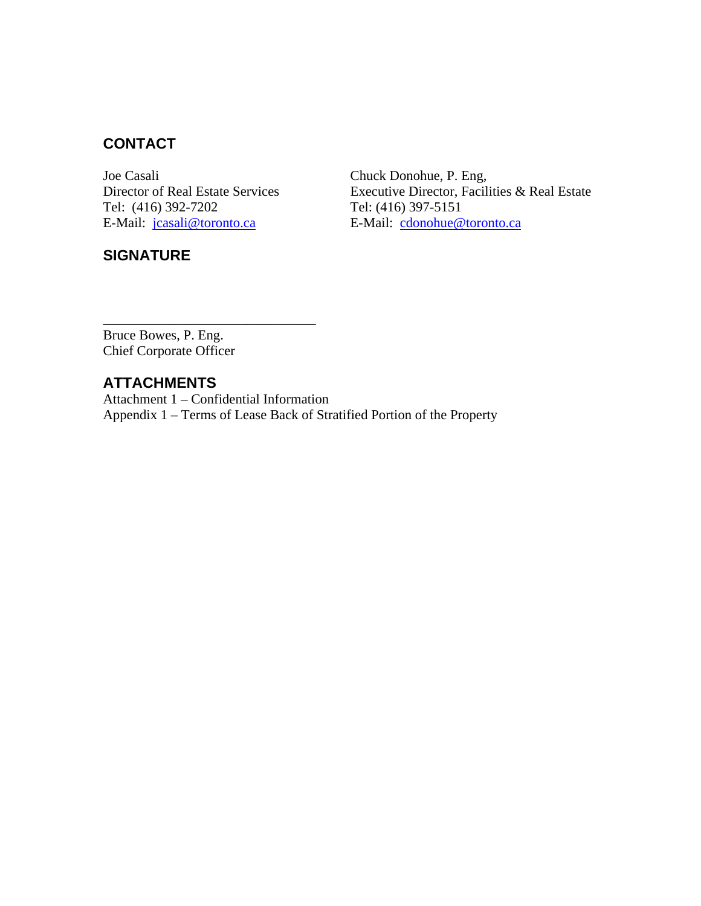## CONTACT

Joe Casali
Director of Real Estate Services
Tel: (416) 392-7202
E-Mail: [jcasali@toronto.ca](mailto:jcasali@toronto.ca)

Chuck Donohue, P. Eng,
Executive Director, Facilities & Real Estate
Tel: (416) 397-5151
E-Mail: [cdonohue@toronto.ca](mailto:cdonohue@toronto.ca)

## SIGNATURE

_______________________________
Bruce Bowes, P. Eng.
Chief Corporate Officer

## ATTACHMENTS

Attachment 1 – Confidential Information
Appendix 1 – Terms of Lease Back of Stratified Portion of the Property